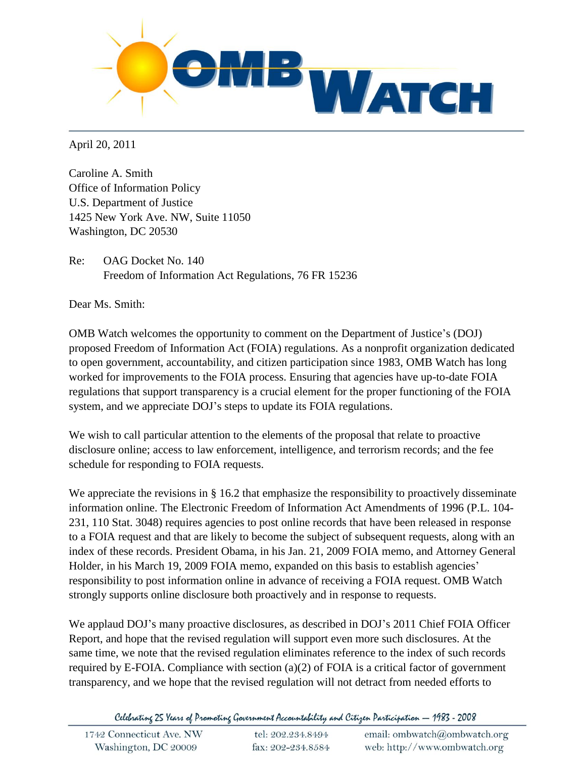OMB WATCH

April 20, 2011

Caroline A. Smith
Office of Information Policy
U.S. Department of Justice
1425 New York Ave. NW, Suite 11050
Washington, DC 20530

Re: OAG Docket No. 140
Freedom of Information Act Regulations, 76 FR 15236

Dear Ms. Smith:

OMB Watch welcomes the opportunity to comment on the Department of Justice's (DOJ) proposed Freedom of Information Act (FOIA) regulations. As a nonprofit organization dedicated to open government, accountability, and citizen participation since 1983, OMB Watch has long worked for improvements to the FOIA process. Ensuring that agencies have up-to-date FOIA regulations that support transparency is a crucial element for the proper functioning of the FOIA system, and we appreciate DOJ's steps to update its FOIA regulations.

We wish to call particular attention to the elements of the proposal that relate to proactive disclosure online; access to law enforcement, intelligence, and terrorism records; and the fee schedule for responding to FOIA requests.

We appreciate the revisions in § 16.2 that emphasize the responsibility to proactively disseminate information online. The Electronic Freedom of Information Act Amendments of 1996 (P.L. 104-231, 110 Stat. 3048) requires agencies to post online records that have been released in response to a FOIA request and that are likely to become the subject of subsequent requests, along with an index of these records. President Obama, in his Jan. 21, 2009 FOIA memo, and Attorney General Holder, in his March 19, 2009 FOIA memo, expanded on this basis to establish agencies' responsibility to post information online in advance of receiving a FOIA request. OMB Watch strongly supports online disclosure both proactively and in response to requests.

We applaud DOJ's many proactive disclosures, as described in DOJ's 2011 Chief FOIA Officer Report, and hope that the revised regulation will support even more such disclosures. At the same time, we note that the revised regulation eliminates reference to the index of such records required by E-FOIA. Compliance with section (a)(2) of FOIA is a critical factor of government transparency, and we hope that the revised regulation will not detract from needed efforts to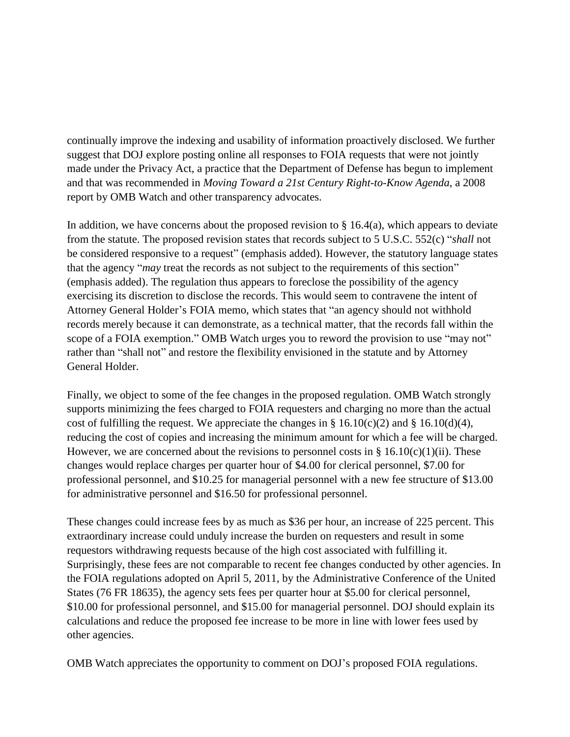continually improve the indexing and usability of information proactively disclosed. We further suggest that DOJ explore posting online all responses to FOIA requests that were not jointly made under the Privacy Act, a practice that the Department of Defense has begun to implement and that was recommended in *Moving Toward a 21st Century Right-to-Know Agenda*, a 2008 report by OMB Watch and other transparency advocates.

In addition, we have concerns about the proposed revision to § 16.4(a), which appears to deviate from the statute. The proposed revision states that records subject to 5 U.S.C. 552(c) "*shall* not be considered responsive to a request" (emphasis added). However, the statutory language states that the agency "*may* treat the records as not subject to the requirements of this section" (emphasis added). The regulation thus appears to foreclose the possibility of the agency exercising its discretion to disclose the records. This would seem to contravene the intent of Attorney General Holder's FOIA memo, which states that "an agency should not withhold records merely because it can demonstrate, as a technical matter, that the records fall within the scope of a FOIA exemption." OMB Watch urges you to reword the provision to use "may not" rather than "shall not" and restore the flexibility envisioned in the statute and by Attorney General Holder.

Finally, we object to some of the fee changes in the proposed regulation. OMB Watch strongly supports minimizing the fees charged to FOIA requesters and charging no more than the actual cost of fulfilling the request. We appreciate the changes in § 16.10(c)(2) and § 16.10(d)(4), reducing the cost of copies and increasing the minimum amount for which a fee will be charged. However, we are concerned about the revisions to personnel costs in § 16.10(c)(1)(ii). These changes would replace charges per quarter hour of $4.00 for clerical personnel, $7.00 for professional personnel, and $10.25 for managerial personnel with a new fee structure of $13.00 for administrative personnel and $16.50 for professional personnel.

These changes could increase fees by as much as $36 per hour, an increase of 225 percent. This extraordinary increase could unduly increase the burden on requesters and result in some requestors withdrawing requests because of the high cost associated with fulfilling it. Surprisingly, these fees are not comparable to recent fee changes conducted by other agencies. In the FOIA regulations adopted on April 5, 2011, by the Administrative Conference of the United States (76 FR 18635), the agency sets fees per quarter hour at $5.00 for clerical personnel, $10.00 for professional personnel, and $15.00 for managerial personnel. DOJ should explain its calculations and reduce the proposed fee increase to be more in line with lower fees used by other agencies.

OMB Watch appreciates the opportunity to comment on DOJ's proposed FOIA regulations.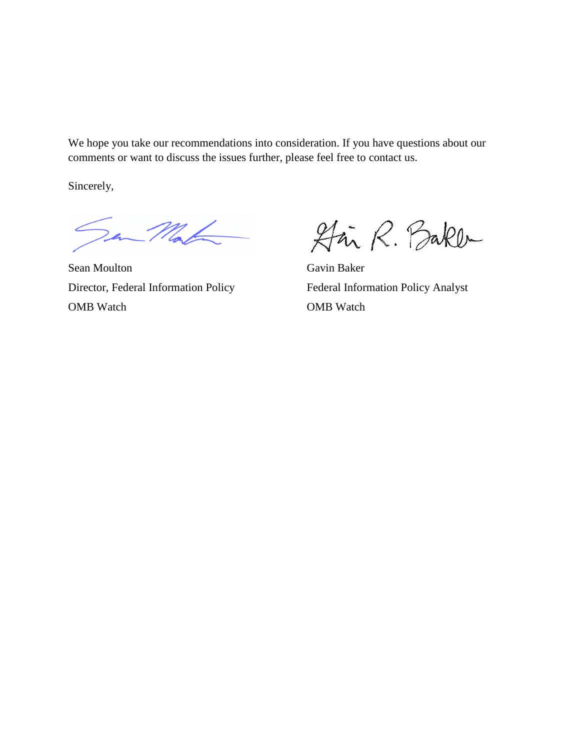We hope you take our recommendations into consideration. If you have questions about our comments or want to discuss the issues further, please feel free to contact us.

Sincerely,

Sean Moulton
Director, Federal Information Policy
OMB Watch

Gavin Baker
Federal Information Policy Analyst
OMB Watch